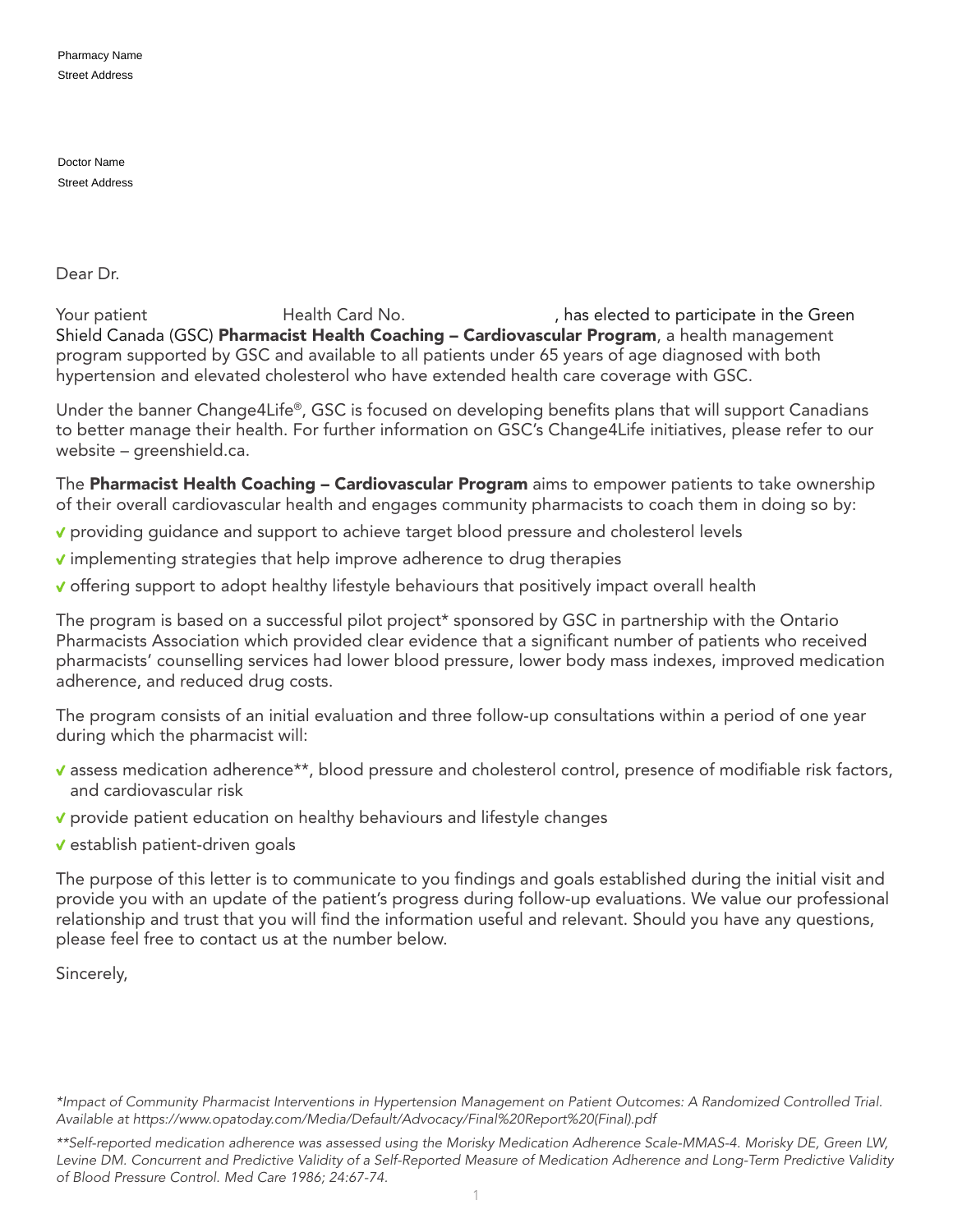Pharmacy Name
Street Address

Doctor Name
Street Address

Dear Dr.

Your patient Health Card No. , has elected to participate in the Green Shield Canada (GSC) **Pharmacist Health Coaching – Cardiovascular Program**, a health management program supported by GSC and available to all patients under 65 years of age diagnosed with both hypertension and elevated cholesterol who have extended health care coverage with GSC.

Under the banner Change4Life®, GSC is focused on developing benefits plans that will support Canadians to better manage their health. For further information on GSC's Change4Life initiatives, please refer to our website – greenshield.ca.

The **Pharmacist Health Coaching – Cardiovascular Program** aims to empower patients to take ownership of their overall cardiovascular health and engages community pharmacists to coach them in doing so by:

- ✓ providing guidance and support to achieve target blood pressure and cholesterol levels
- ✓ implementing strategies that help improve adherence to drug therapies
- ✓ offering support to adopt healthy lifestyle behaviours that positively impact overall health

The program is based on a successful pilot project* sponsored by GSC in partnership with the Ontario Pharmacists Association which provided clear evidence that a significant number of patients who received pharmacists' counselling services had lower blood pressure, lower body mass indexes, improved medication adherence, and reduced drug costs.

The program consists of an initial evaluation and three follow-up consultations within a period of one year during which the pharmacist will:

- ✓ assess medication adherence**, blood pressure and cholesterol control, presence of modifiable risk factors, and cardiovascular risk
- ✓ provide patient education on healthy behaviours and lifestyle changes
- ✓ establish patient-driven goals

The purpose of this letter is to communicate to you findings and goals established during the initial visit and provide you with an update of the patient's progress during follow-up evaluations. We value our professional relationship and trust that you will find the information useful and relevant. Should you have any questions, please feel free to contact us at the number below.

Sincerely,

*\*Impact of Community Pharmacist Interventions in Hypertension Management on Patient Outcomes: A Randomized Controlled Trial. Available at https://www.opatoday.com/Media/Default/Advocacy/Final%20Report%20(Final).pdf*

*\*\*Self-reported medication adherence was assessed using the Morisky Medication Adherence Scale-MMAS-4. Morisky DE, Green LW, Levine DM. Concurrent and Predictive Validity of a Self-Reported Measure of Medication Adherence and Long-Term Predictive Validity of Blood Pressure Control. Med Care 1986; 24:67-74.*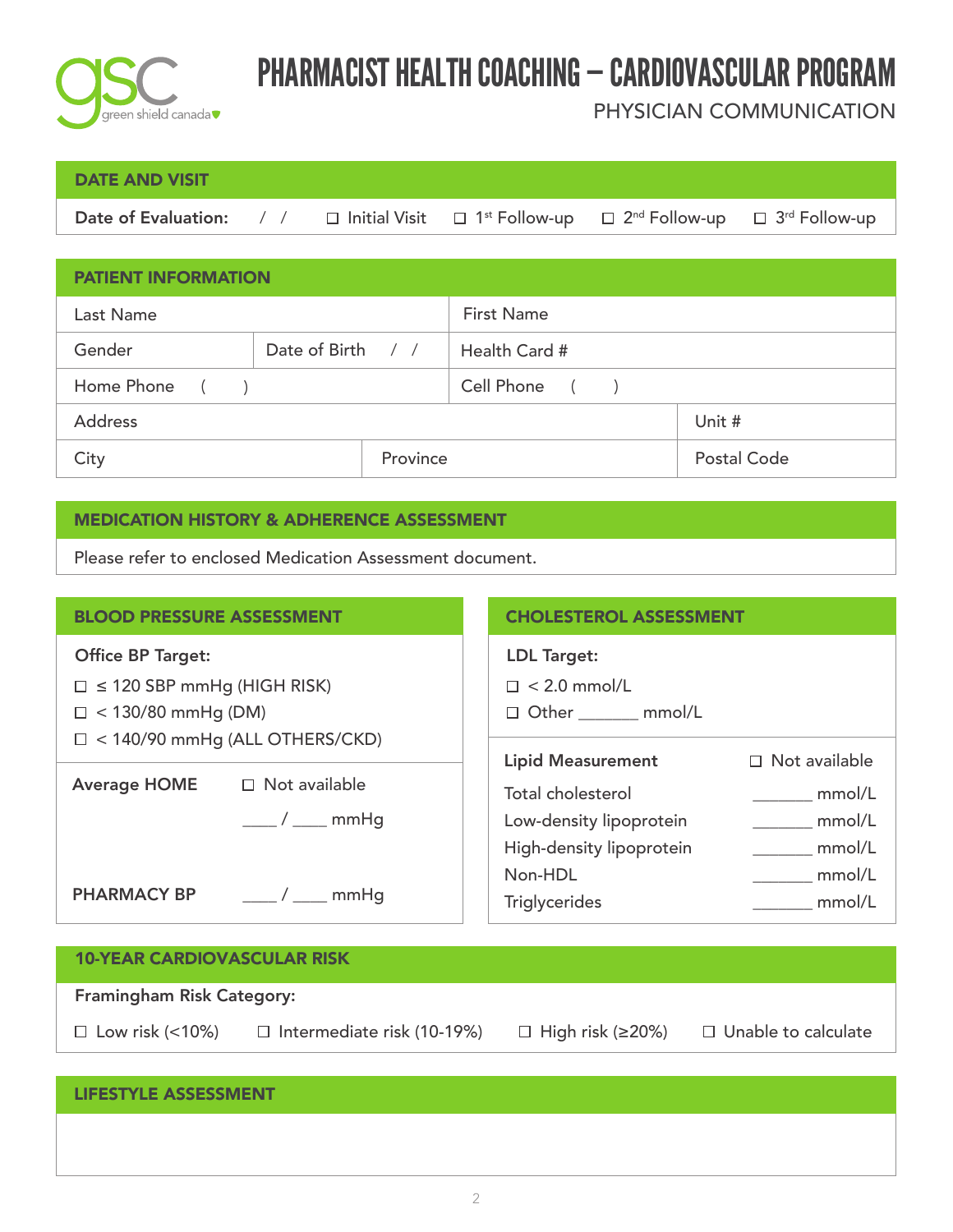# PHARMACIST HEALTH COACHING – CARDIOVASCULAR PROGRAM

PHYSICIAN COMMUNICATION

## DATE AND VISIT

**Date of Evaluation:** / / ☐ Initial Visit ☐ 1st Follow-up ☐ 2nd Follow-up ☐ 3rd Follow-up

## PATIENT INFORMATION

| Last Name | | First Name | |
|---|---|---|---|
| Gender | Date of Birth / / | Health Card # | |
| Home Phone ( ) | | Cell Phone ( ) | |
| Address | | | Unit # |
| City | Province | | Postal Code |

## MEDICATION HISTORY & ADHERENCE ASSESSMENT

Please refer to enclosed Medication Assessment document.

## BLOOD PRESSURE ASSESSMENT

**Office BP Target:**

☐ ≤ 120 SBP mmHg (HIGH RISK)
☐ < 130/80 mmHg (DM)
☐ < 140/90 mmHg (ALL OTHERS/CKD)

**Average HOME** ☐ Not available

____ / ____ mmHg

**PHARMACY BP** ____ / ____ mmHg

## CHOLESTEROL ASSESSMENT

**LDL Target:**

☐ < 2.0 mmol/L
☐ Other _______ mmol/L

| **Lipid Measurement** | ☐ Not available |
|---|---|
| Total cholesterol | _______ mmol/L |
| Low-density lipoprotein | _______ mmol/L |
| High-density lipoprotein | _______ mmol/L |
| Non-HDL | _______ mmol/L |
| Triglycerides | _______ mmol/L |

## 10-YEAR CARDIOVASCULAR RISK

**Framingham Risk Category:**

☐ Low risk (<10%) ☐ Intermediate risk (10-19%) ☐ High risk (≥20%) ☐ Unable to calculate

## LIFESTYLE ASSESSMENT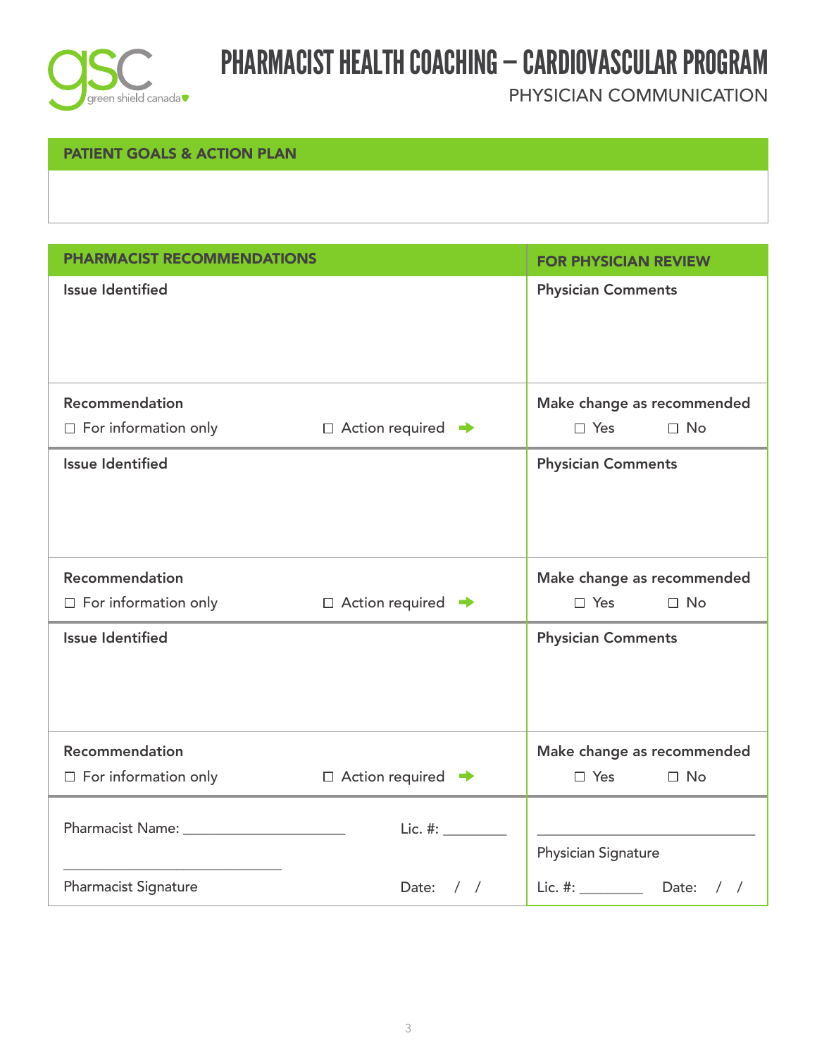# PHARMACIST HEALTH COACHING – CARDIOVASCULAR PROGRAM

PHYSICIAN COMMUNICATION

## PATIENT GOALS & ACTION PLAN

| PHARMACIST RECOMMENDATIONS | | FOR PHYSICIAN REVIEW |
|---|---|---|
| **Issue Identified** | | **Physician Comments** |
| **Recommendation**<br>☐ For information only | ☐ Action required ➡ | **Make change as recommended**<br>☐ Yes ☐ No |
| **Issue Identified** | | **Physician Comments** |
| **Recommendation**<br>☐ For information only | ☐ Action required ➡ | **Make change as recommended**<br>☐ Yes ☐ No |
| **Issue Identified** | | **Physician Comments** |
| **Recommendation**<br>☐ For information only | ☐ Action required ➡ | **Make change as recommended**<br>☐ Yes ☐ No |
| Pharmacist Name: ____________________<br><br>____________________<br>Pharmacist Signature | Lic. #: ________<br><br>Date: / / | ____________________<br>Physician Signature<br>Lic. #: ________ Date: / / |